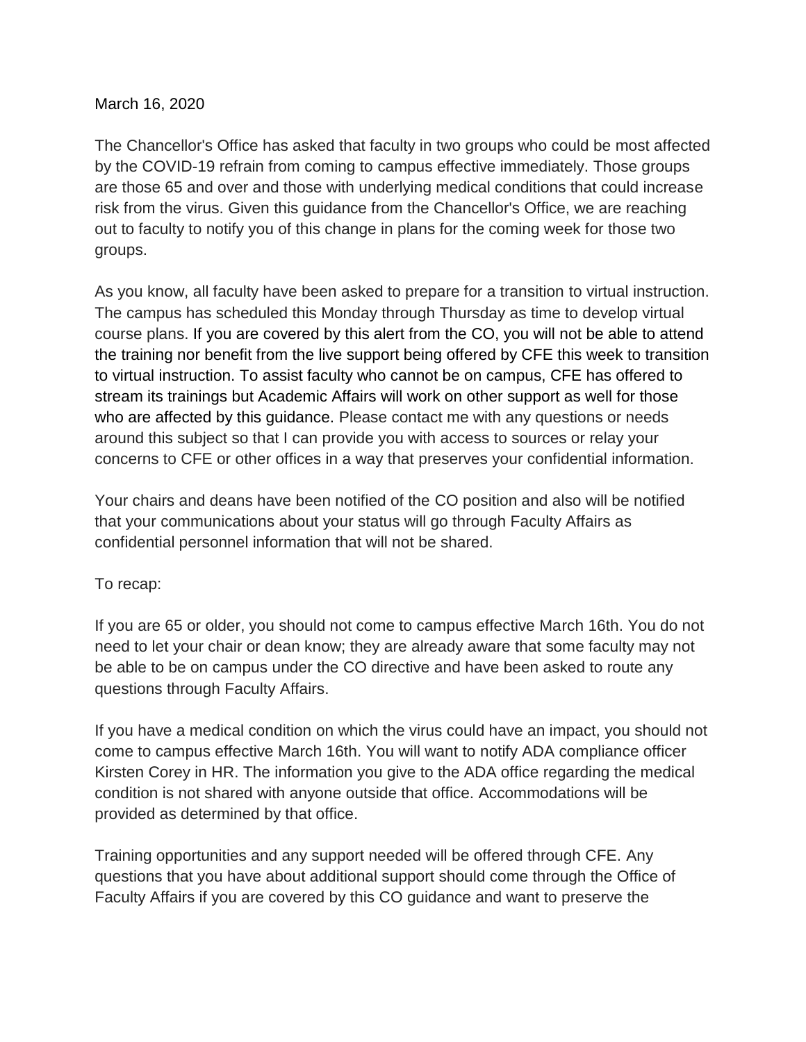March 16, 2020

The Chancellor's Office has asked that faculty in two groups who could be most affected by the COVID-19 refrain from coming to campus effective immediately. Those groups are those 65 and over and those with underlying medical conditions that could increase risk from the virus. Given this guidance from the Chancellor's Office, we are reaching out to faculty to notify you of this change in plans for the coming week for those two groups.

As you know, all faculty have been asked to prepare for a transition to virtual instruction. The campus has scheduled this Monday through Thursday as time to develop virtual course plans. If you are covered by this alert from the CO, you will not be able to attend the training nor benefit from the live support being offered by CFE this week to transition to virtual instruction. To assist faculty who cannot be on campus, CFE has offered to stream its trainings but Academic Affairs will work on other support as well for those who are affected by this guidance. Please contact me with any questions or needs around this subject so that I can provide you with access to sources or relay your concerns to CFE or other offices in a way that preserves your confidential information.

Your chairs and deans have been notified of the CO position and also will be notified that your communications about your status will go through Faculty Affairs as confidential personnel information that will not be shared.

To recap:

If you are 65 or older, you should not come to campus effective March 16th. You do not need to let your chair or dean know; they are already aware that some faculty may not be able to be on campus under the CO directive and have been asked to route any questions through Faculty Affairs.

If you have a medical condition on which the virus could have an impact, you should not come to campus effective March 16th. You will want to notify ADA compliance officer Kirsten Corey in HR. The information you give to the ADA office regarding the medical condition is not shared with anyone outside that office. Accommodations will be provided as determined by that office.

Training opportunities and any support needed will be offered through CFE. Any questions that you have about additional support should come through the Office of Faculty Affairs if you are covered by this CO guidance and want to preserve the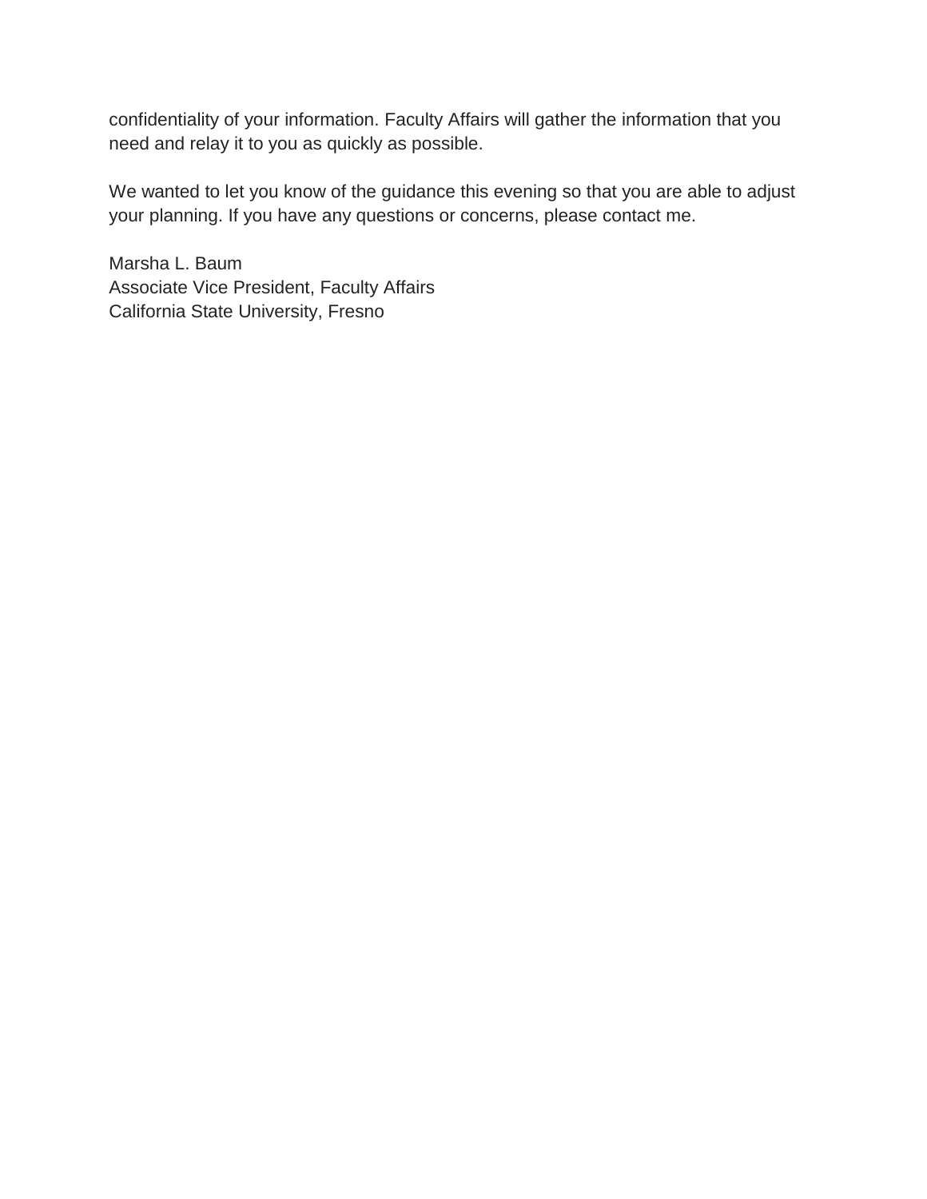confidentiality of your information. Faculty Affairs will gather the information that you need and relay it to you as quickly as possible.

We wanted to let you know of the guidance this evening so that you are able to adjust your planning. If you have any questions or concerns, please contact me.

Marsha L. Baum
Associate Vice President, Faculty Affairs
California State University, Fresno